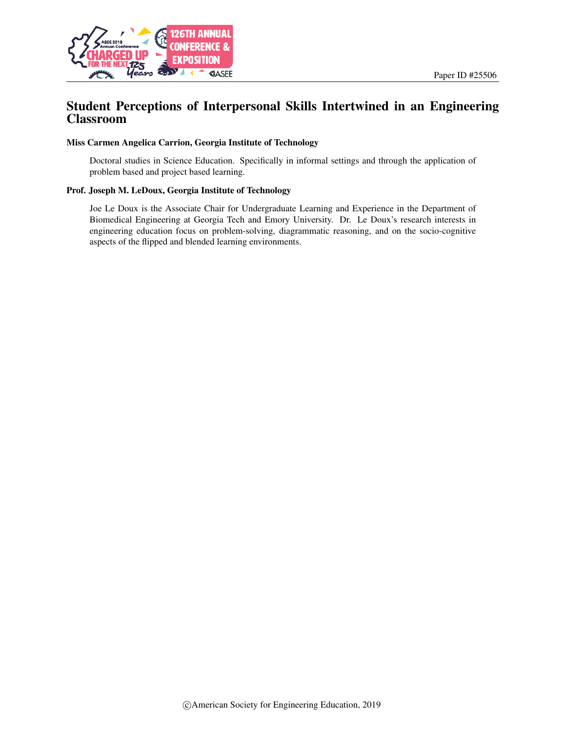Paper ID #25506

# Student Perceptions of Interpersonal Skills Intertwined in an Engineering Classroom

**Miss Carmen Angelica Carrion, Georgia Institute of Technology**

Doctoral studies in Science Education. Specifically in informal settings and through the application of problem based and project based learning.

**Prof. Joseph M. LeDoux, Georgia Institute of Technology**

Joe Le Doux is the Associate Chair for Undergraduate Learning and Experience in the Department of Biomedical Engineering at Georgia Tech and Emory University. Dr. Le Doux's research interests in engineering education focus on problem-solving, diagrammatic reasoning, and on the socio-cognitive aspects of the flipped and blended learning environments.

©American Society for Engineering Education, 2019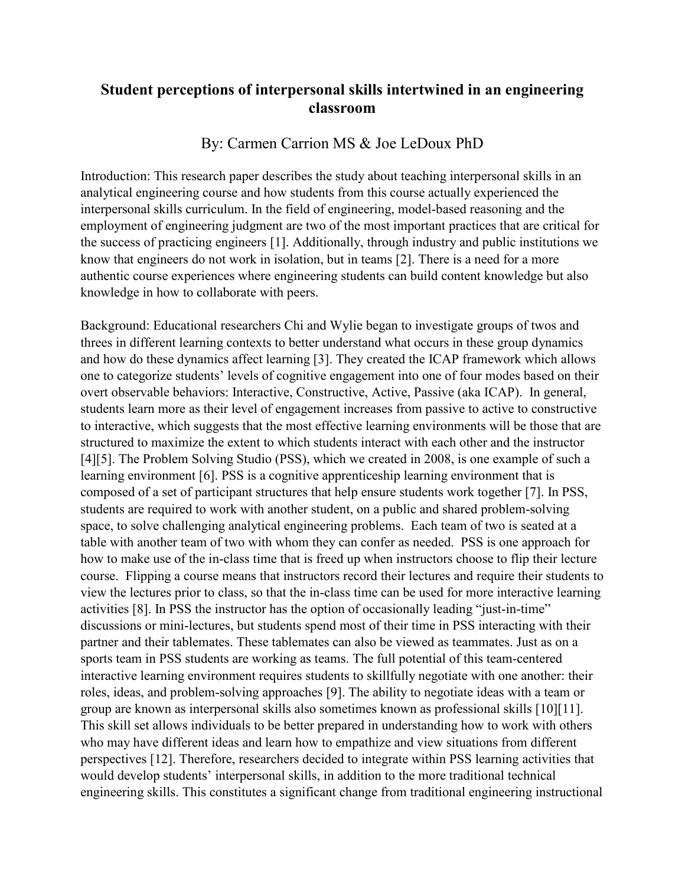# Student perceptions of interpersonal skills intertwined in an engineering classroom

By: Carmen Carrion MS & Joe LeDoux PhD

Introduction: This research paper describes the study about teaching interpersonal skills in an analytical engineering course and how students from this course actually experienced the interpersonal skills curriculum. In the field of engineering, model-based reasoning and the employment of engineering judgment are two of the most important practices that are critical for the success of practicing engineers [1]. Additionally, through industry and public institutions we know that engineers do not work in isolation, but in teams [2]. There is a need for a more authentic course experiences where engineering students can build content knowledge but also knowledge in how to collaborate with peers.

Background: Educational researchers Chi and Wylie began to investigate groups of twos and threes in different learning contexts to better understand what occurs in these group dynamics and how do these dynamics affect learning [3]. They created the ICAP framework which allows one to categorize students' levels of cognitive engagement into one of four modes based on their overt observable behaviors: Interactive, Constructive, Active, Passive (aka ICAP). In general, students learn more as their level of engagement increases from passive to active to constructive to interactive, which suggests that the most effective learning environments will be those that are structured to maximize the extent to which students interact with each other and the instructor [4][5]. The Problem Solving Studio (PSS), which we created in 2008, is one example of such a learning environment [6]. PSS is a cognitive apprenticeship learning environment that is composed of a set of participant structures that help ensure students work together [7]. In PSS, students are required to work with another student, on a public and shared problem-solving space, to solve challenging analytical engineering problems. Each team of two is seated at a table with another team of two with whom they can confer as needed. PSS is one approach for how to make use of the in-class time that is freed up when instructors choose to flip their lecture course. Flipping a course means that instructors record their lectures and require their students to view the lectures prior to class, so that the in-class time can be used for more interactive learning activities [8]. In PSS the instructor has the option of occasionally leading "just-in-time" discussions or mini-lectures, but students spend most of their time in PSS interacting with their partner and their tablemates. These tablemates can also be viewed as teammates. Just as on a sports team in PSS students are working as teams. The full potential of this team-centered interactive learning environment requires students to skillfully negotiate with one another: their roles, ideas, and problem-solving approaches [9]. The ability to negotiate ideas with a team or group are known as interpersonal skills also sometimes known as professional skills [10][11]. This skill set allows individuals to be better prepared in understanding how to work with others who may have different ideas and learn how to empathize and view situations from different perspectives [12]. Therefore, researchers decided to integrate within PSS learning activities that would develop students' interpersonal skills, in addition to the more traditional technical engineering skills. This constitutes a significant change from traditional engineering instructional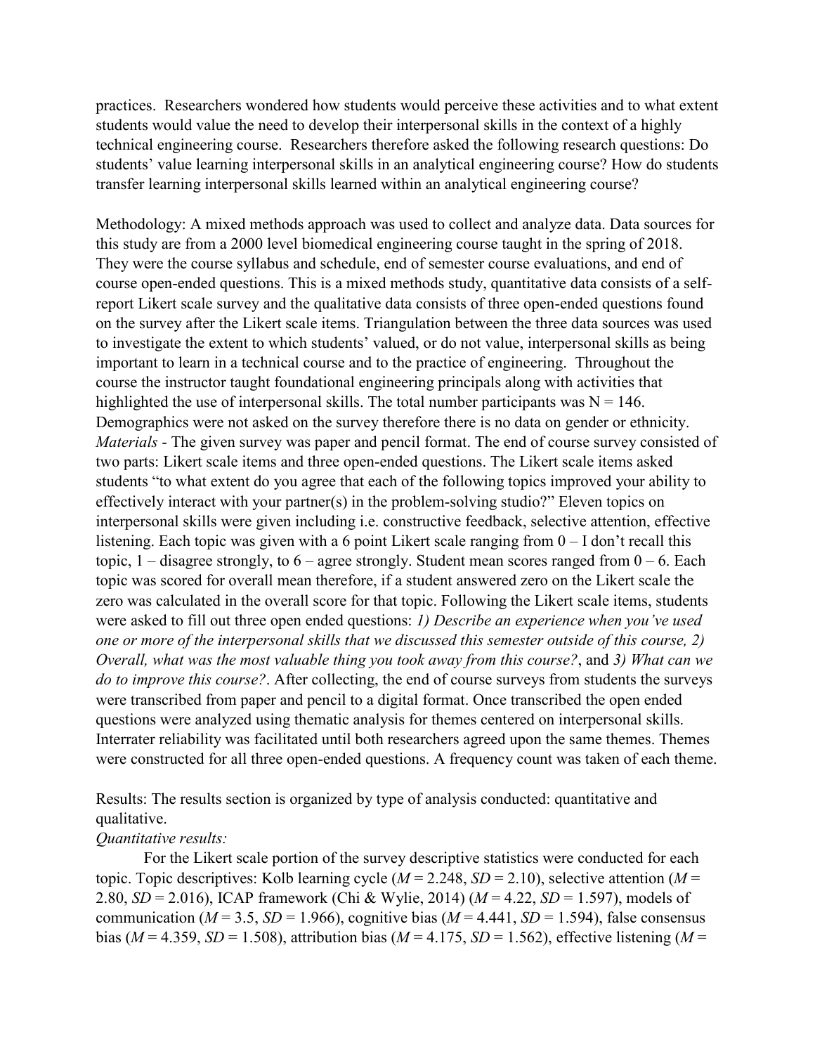practices. Researchers wondered how students would perceive these activities and to what extent students would value the need to develop their interpersonal skills in the context of a highly technical engineering course. Researchers therefore asked the following research questions: Do students' value learning interpersonal skills in an analytical engineering course? How do students transfer learning interpersonal skills learned within an analytical engineering course?

Methodology: A mixed methods approach was used to collect and analyze data. Data sources for this study are from a 2000 level biomedical engineering course taught in the spring of 2018. They were the course syllabus and schedule, end of semester course evaluations, and end of course open-ended questions. This is a mixed methods study, quantitative data consists of a self-report Likert scale survey and the qualitative data consists of three open-ended questions found on the survey after the Likert scale items. Triangulation between the three data sources was used to investigate the extent to which students' valued, or do not value, interpersonal skills as being important to learn in a technical course and to the practice of engineering. Throughout the course the instructor taught foundational engineering principals along with activities that highlighted the use of interpersonal skills. The total number participants was N = 146. Demographics were not asked on the survey therefore there is no data on gender or ethnicity. *Materials* - The given survey was paper and pencil format. The end of course survey consisted of two parts: Likert scale items and three open-ended questions. The Likert scale items asked students "to what extent do you agree that each of the following topics improved your ability to effectively interact with your partner(s) in the problem-solving studio?" Eleven topics on interpersonal skills were given including i.e. constructive feedback, selective attention, effective listening. Each topic was given with a 6 point Likert scale ranging from 0 – I don't recall this topic, 1 – disagree strongly, to 6 – agree strongly. Student mean scores ranged from 0 – 6. Each topic was scored for overall mean therefore, if a student answered zero on the Likert scale the zero was calculated in the overall score for that topic. Following the Likert scale items, students were asked to fill out three open ended questions: *1) Describe an experience when you've used one or more of the interpersonal skills that we discussed this semester outside of this course, 2) Overall, what was the most valuable thing you took away from this course?*, and *3) What can we do to improve this course?*. After collecting, the end of course surveys from students the surveys were transcribed from paper and pencil to a digital format. Once transcribed the open ended questions were analyzed using thematic analysis for themes centered on interpersonal skills. Interrater reliability was facilitated until both researchers agreed upon the same themes. Themes were constructed for all three open-ended questions. A frequency count was taken of each theme.

Results: The results section is organized by type of analysis conducted: quantitative and qualitative.

*Quantitative results:*

For the Likert scale portion of the survey descriptive statistics were conducted for each topic. Topic descriptives: Kolb learning cycle ($M = 2.248$, $SD = 2.10$), selective attention ($M = 2.80$, $SD = 2.016$), ICAP framework (Chi & Wylie, 2014) ($M = 4.22$, $SD = 1.597$), models of communication ($M = 3.5$, $SD = 1.966$), cognitive bias ($M = 4.441$, $SD = 1.594$), false consensus bias ($M = 4.359$, $SD = 1.508$), attribution bias ($M = 4.175$, $SD = 1.562$), effective listening ($M =$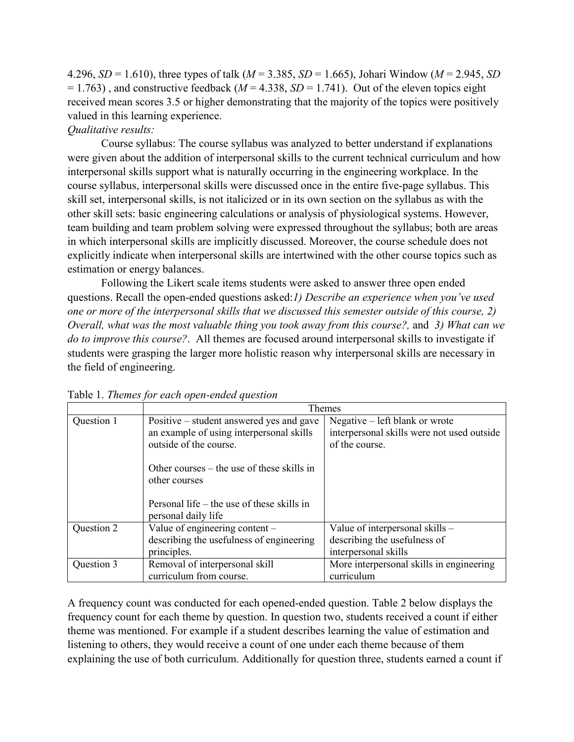4.296, $SD$ = 1.610), three types of talk ($M$ = 3.385, $SD$ = 1.665), Johari Window ($M$ = 2.945, $SD$ = 1.763) , and constructive feedback ($M$ = 4.338, $SD$ = 1.741). Out of the eleven topics eight received mean scores 3.5 or higher demonstrating that the majority of the topics were positively valued in this learning experience.

*Qualitative results:*

Course syllabus: The course syllabus was analyzed to better understand if explanations were given about the addition of interpersonal skills to the current technical curriculum and how interpersonal skills support what is naturally occurring in the engineering workplace. In the course syllabus, interpersonal skills were discussed once in the entire five-page syllabus. This skill set, interpersonal skills, is not italicized or in its own section on the syllabus as with the other skill sets: basic engineering calculations or analysis of physiological systems. However, team building and team problem solving were expressed throughout the syllabus; both are areas in which interpersonal skills are implicitly discussed. Moreover, the course schedule does not explicitly indicate when interpersonal skills are intertwined with the other course topics such as estimation or energy balances.

Following the Likert scale items students were asked to answer three open ended questions. Recall the open-ended questions asked:*1) Describe an experience when you've used one or more of the interpersonal skills that we discussed this semester outside of this course, 2) Overall, what was the most valuable thing you took away from this course?,* and *3) What can we do to improve this course?*. All themes are focused around interpersonal skills to investigate if students were grasping the larger more holistic reason why interpersonal skills are necessary in the field of engineering.

Table 1. *Themes for each open-ended question*

| | Themes | |
|---|---|---|
| Question 1 | Positive – student answered yes and gave an example of using interpersonal skills outside of the course.<br><br>Other courses – the use of these skills in other courses<br><br>Personal life – the use of these skills in personal daily life | Negative – left blank or wrote interpersonal skills were not used outside of the course. |
| Question 2 | Value of engineering content – describing the usefulness of engineering principles. | Value of interpersonal skills – describing the usefulness of interpersonal skills |
| Question 3 | Removal of interpersonal skill curriculum from course. | More interpersonal skills in engineering curriculum |

A frequency count was conducted for each opened-ended question. Table 2 below displays the frequency count for each theme by question. In question two, students received a count if either theme was mentioned. For example if a student describes learning the value of estimation and listening to others, they would receive a count of one under each theme because of them explaining the use of both curriculum. Additionally for question three, students earned a count if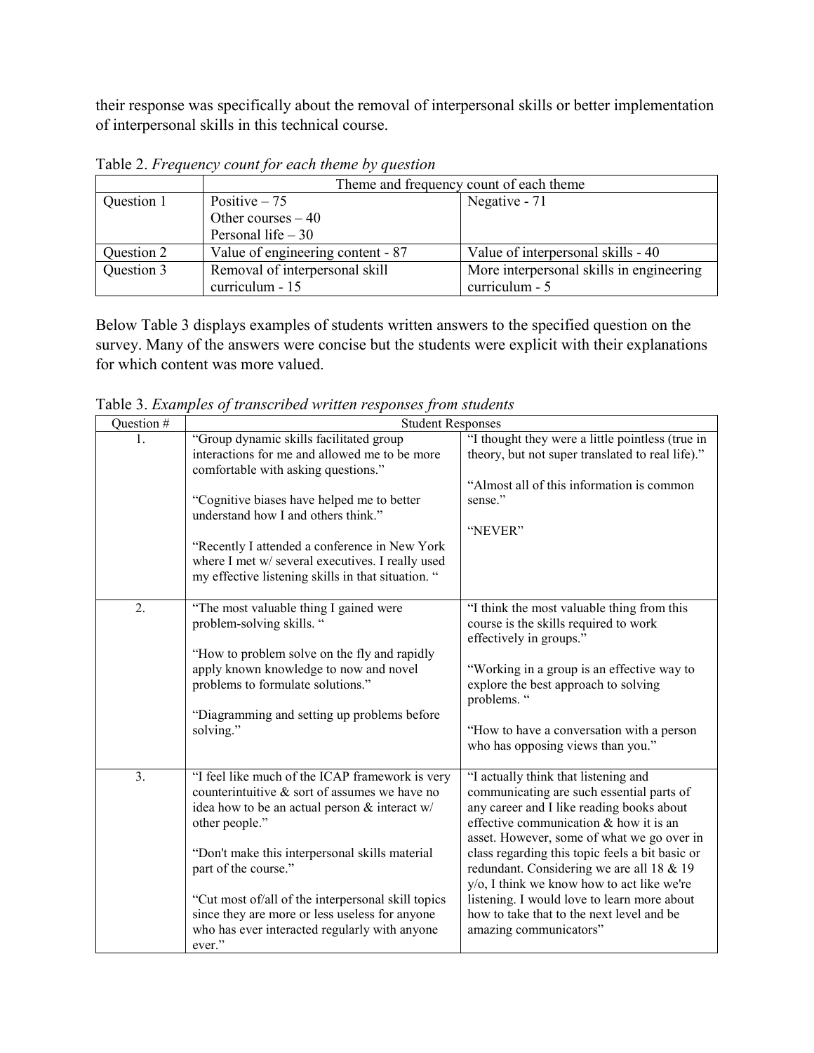their response was specifically about the removal of interpersonal skills or better implementation of interpersonal skills in this technical course.

Table 2. *Frequency count for each theme by question*

| | Theme and frequency count of each theme | |
|---|---|---|
| Question 1 | Positive – 75<br>Other courses – 40<br>Personal life – 30 | Negative - 71 |
| Question 2 | Value of engineering content - 87 | Value of interpersonal skills - 40 |
| Question 3 | Removal of interpersonal skill curriculum - 15 | More interpersonal skills in engineering curriculum - 5 |

Below Table 3 displays examples of students written answers to the specified question on the survey. Many of the answers were concise but the students were explicit with their explanations for which content was more valued.

Table 3. *Examples of transcribed written responses from students*

| Question # | Student Responses | |
|---|---|---|
| 1. | "Group dynamic skills facilitated group interactions for me and allowed me to be more comfortable with asking questions."<br><br>"Cognitive biases have helped me to better understand how I and others think."<br><br>"Recently I attended a conference in New York where I met w/ several executives. I really used my effective listening skills in that situation. " | "I thought they were a little pointless (true in theory, but not super translated to real life)."<br><br>"Almost all of this information is common sense."<br><br>"NEVER" |
| 2. | "The most valuable thing I gained were problem-solving skills. "<br><br>"How to problem solve on the fly and rapidly apply known knowledge to now and novel problems to formulate solutions."<br><br>"Diagramming and setting up problems before solving." | "I think the most valuable thing from this course is the skills required to work effectively in groups."<br><br>"Working in a group is an effective way to explore the best approach to solving problems. "<br><br>"How to have a conversation with a person who has opposing views than you." |
| 3. | "I feel like much of the ICAP framework is very counterintuitive & sort of assumes we have no idea how to be an actual person & interact w/ other people."<br><br>"Don't make this interpersonal skills material part of the course."<br><br>"Cut most of/all of the interpersonal skill topics since they are more or less useless for anyone who has ever interacted regularly with anyone ever." | "I actually think that listening and communicating are such essential parts of any career and I like reading books about effective communication & how it is an asset. However, some of what we go over in class regarding this topic feels a bit basic or redundant. Considering we are all 18 & 19 y/o, I think we know how to act like we're listening. I would love to learn more about how to take that to the next level and be amazing communicators" |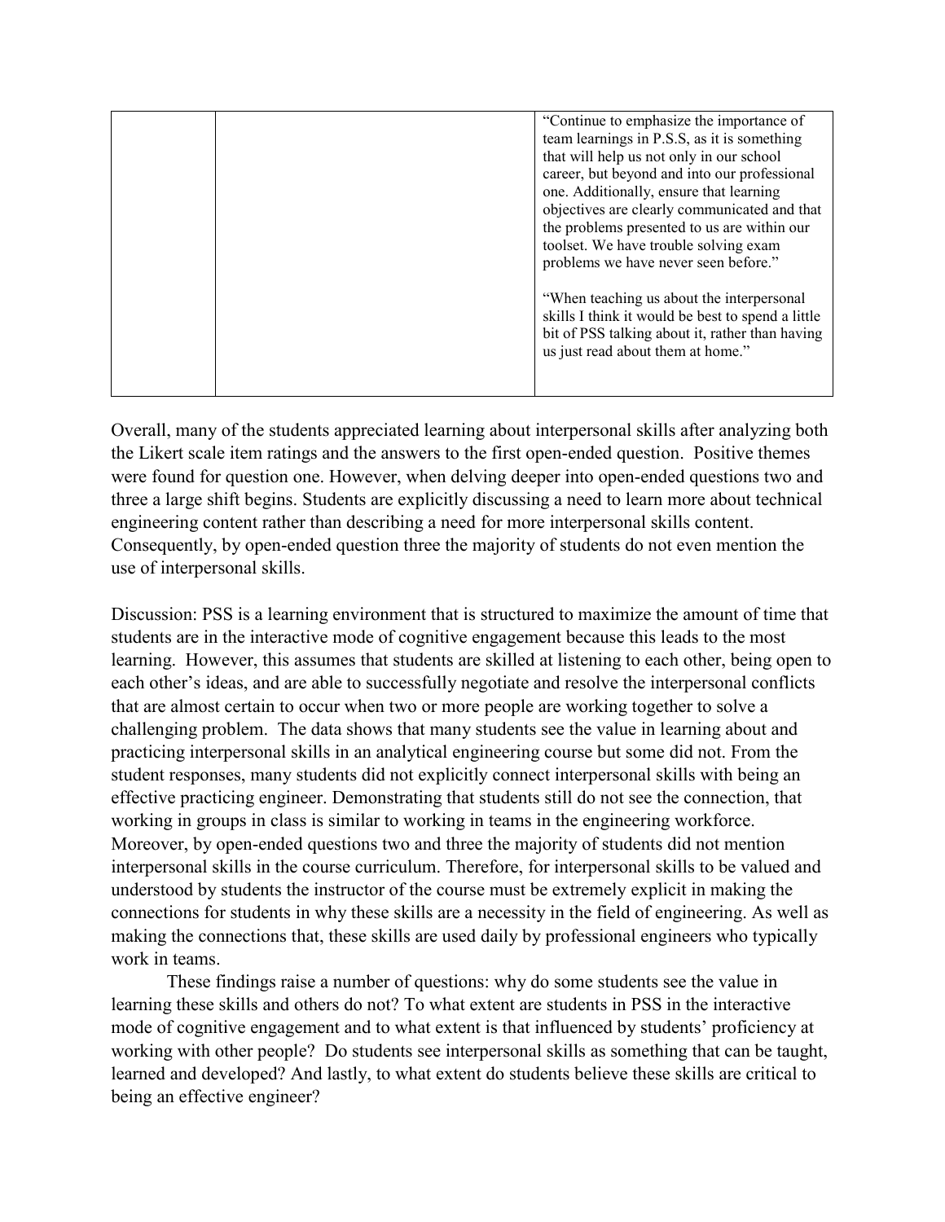| | | |
|---|---|---|
| | | "Continue to emphasize the importance of team learnings in P.S.S, as it is something that will help us not only in our school career, but beyond and into our professional one. Additionally, ensure that learning objectives are clearly communicated and that the problems presented to us are within our toolset. We have trouble solving exam problems we have never seen before."<br><br>"When teaching us about the interpersonal skills I think it would be best to spend a little bit of PSS talking about it, rather than having us just read about them at home." |

Overall, many of the students appreciated learning about interpersonal skills after analyzing both the Likert scale item ratings and the answers to the first open-ended question. Positive themes were found for question one. However, when delving deeper into open-ended questions two and three a large shift begins. Students are explicitly discussing a need to learn more about technical engineering content rather than describing a need for more interpersonal skills content. Consequently, by open-ended question three the majority of students do not even mention the use of interpersonal skills.

Discussion: PSS is a learning environment that is structured to maximize the amount of time that students are in the interactive mode of cognitive engagement because this leads to the most learning. However, this assumes that students are skilled at listening to each other, being open to each other's ideas, and are able to successfully negotiate and resolve the interpersonal conflicts that are almost certain to occur when two or more people are working together to solve a challenging problem. The data shows that many students see the value in learning about and practicing interpersonal skills in an analytical engineering course but some did not. From the student responses, many students did not explicitly connect interpersonal skills with being an effective practicing engineer. Demonstrating that students still do not see the connection, that working in groups in class is similar to working in teams in the engineering workforce. Moreover, by open-ended questions two and three the majority of students did not mention interpersonal skills in the course curriculum. Therefore, for interpersonal skills to be valued and understood by students the instructor of the course must be extremely explicit in making the connections for students in why these skills are a necessity in the field of engineering. As well as making the connections that, these skills are used daily by professional engineers who typically work in teams.

These findings raise a number of questions: why do some students see the value in learning these skills and others do not? To what extent are students in PSS in the interactive mode of cognitive engagement and to what extent is that influenced by students' proficiency at working with other people? Do students see interpersonal skills as something that can be taught, learned and developed? And lastly, to what extent do students believe these skills are critical to being an effective engineer?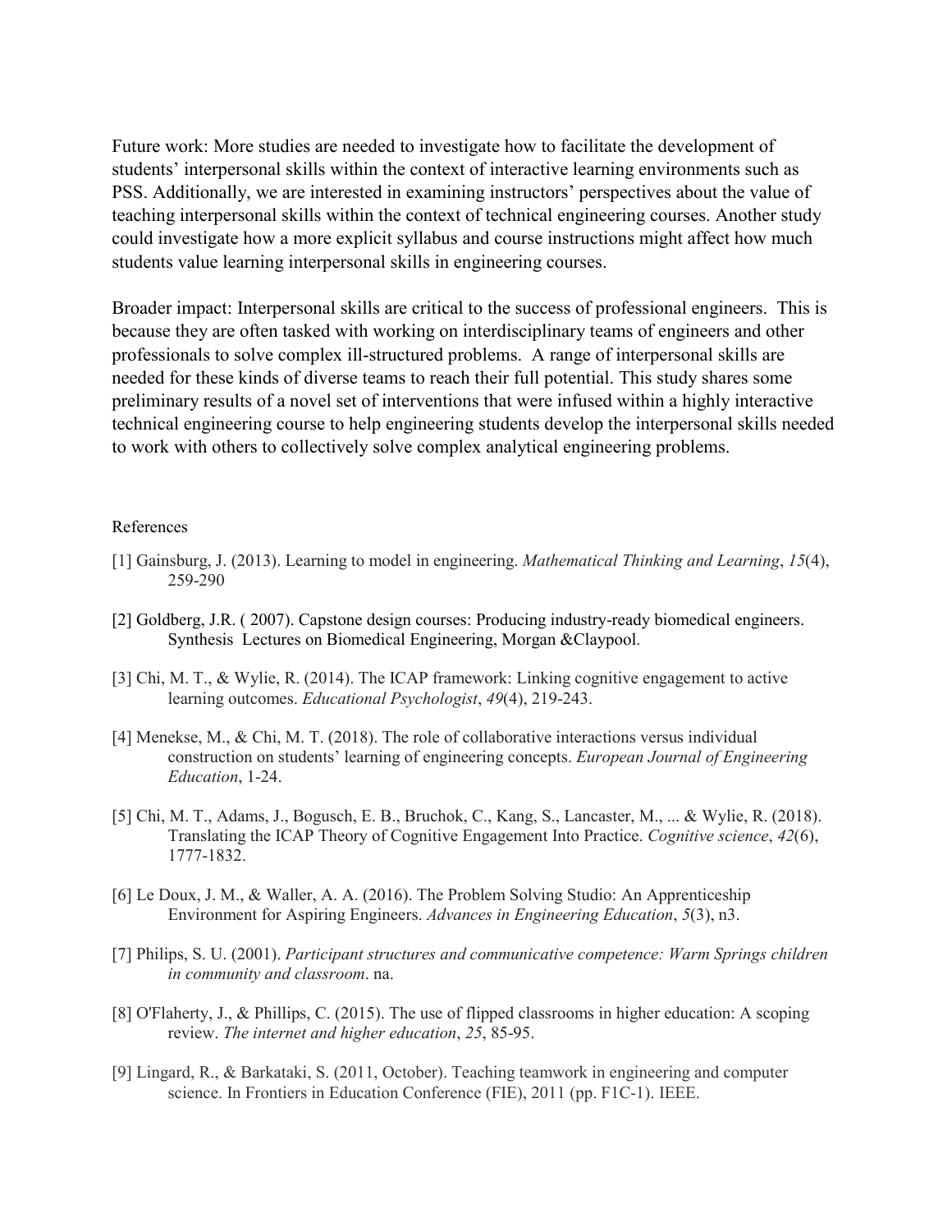Future work: More studies are needed to investigate how to facilitate the development of students' interpersonal skills within the context of interactive learning environments such as PSS. Additionally, we are interested in examining instructors' perspectives about the value of teaching interpersonal skills within the context of technical engineering courses. Another study could investigate how a more explicit syllabus and course instructions might affect how much students value learning interpersonal skills in engineering courses.

Broader impact: Interpersonal skills are critical to the success of professional engineers. This is because they are often tasked with working on interdisciplinary teams of engineers and other professionals to solve complex ill-structured problems. A range of interpersonal skills are needed for these kinds of diverse teams to reach their full potential. This study shares some preliminary results of a novel set of interventions that were infused within a highly interactive technical engineering course to help engineering students develop the interpersonal skills needed to work with others to collectively solve complex analytical engineering problems.

References

[1] Gainsburg, J. (2013). Learning to model in engineering. *Mathematical Thinking and Learning*, *15*(4), 259-290

[2] Goldberg, J.R. ( 2007). Capstone design courses: Producing industry-ready biomedical engineers. Synthesis Lectures on Biomedical Engineering, Morgan &Claypool.

[3] Chi, M. T., & Wylie, R. (2014). The ICAP framework: Linking cognitive engagement to active learning outcomes. *Educational Psychologist*, *49*(4), 219-243.

[4] Menekse, M., & Chi, M. T. (2018). The role of collaborative interactions versus individual construction on students' learning of engineering concepts. *European Journal of Engineering Education*, 1-24.

[5] Chi, M. T., Adams, J., Bogusch, E. B., Bruchok, C., Kang, S., Lancaster, M., ... & Wylie, R. (2018). Translating the ICAP Theory of Cognitive Engagement Into Practice. *Cognitive science*, *42*(6), 1777-1832.

[6] Le Doux, J. M., & Waller, A. A. (2016). The Problem Solving Studio: An Apprenticeship Environment for Aspiring Engineers. *Advances in Engineering Education*, *5*(3), n3.

[7] Philips, S. U. (2001). *Participant structures and communicative competence: Warm Springs children in community and classroom*. na.

[8] O'Flaherty, J., & Phillips, C. (2015). The use of flipped classrooms in higher education: A scoping review. *The internet and higher education*, *25*, 85-95.

[9] Lingard, R., & Barkataki, S. (2011, October). Teaching teamwork in engineering and computer science. In Frontiers in Education Conference (FIE), 2011 (pp. F1C-1). IEEE.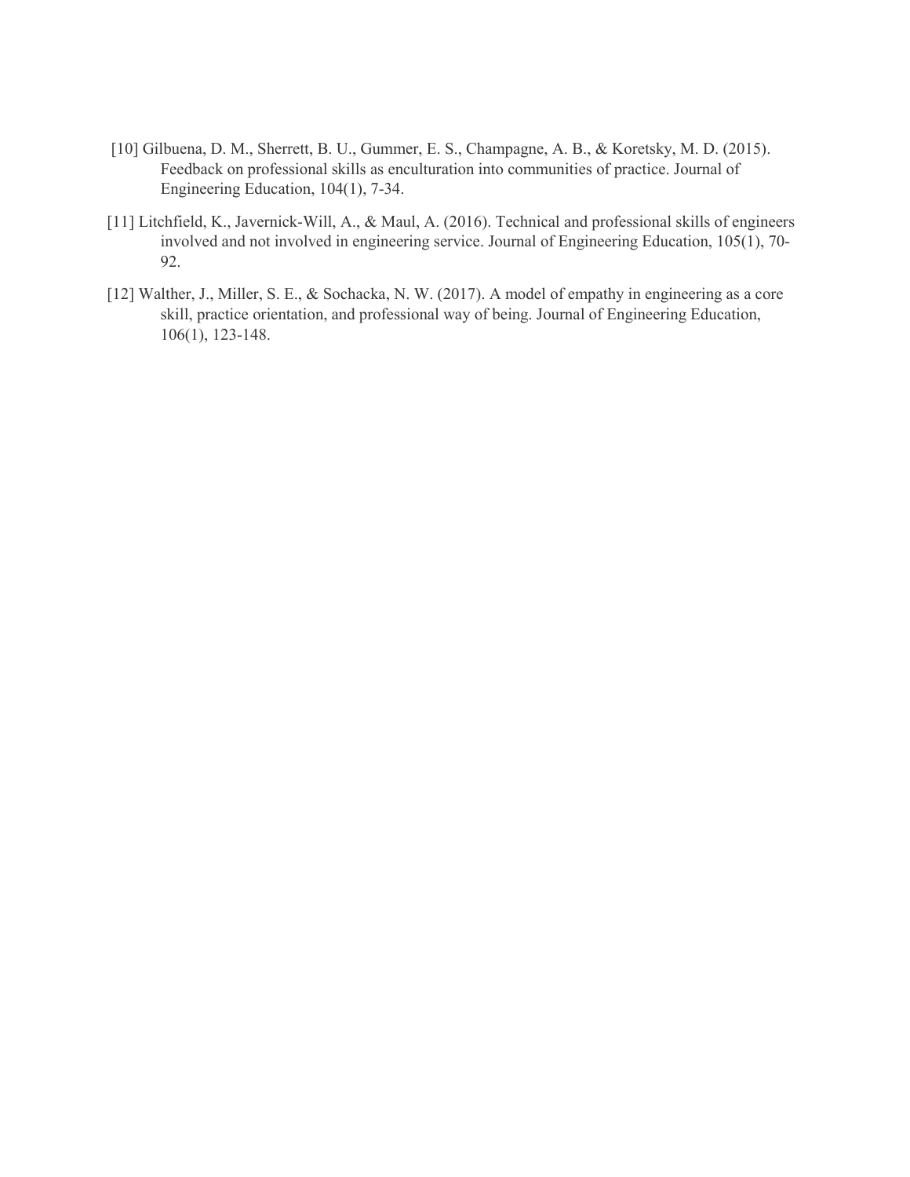[10] Gilbuena, D. M., Sherrett, B. U., Gummer, E. S., Champagne, A. B., & Koretsky, M. D. (2015). Feedback on professional skills as enculturation into communities of practice. Journal of Engineering Education, 104(1), 7-34.

[11] Litchfield, K., Javernick-Will, A., & Maul, A. (2016). Technical and professional skills of engineers involved and not involved in engineering service. Journal of Engineering Education, 105(1), 70-92.

[12] Walther, J., Miller, S. E., & Sochacka, N. W. (2017). A model of empathy in engineering as a core skill, practice orientation, and professional way of being. Journal of Engineering Education, 106(1), 123-148.